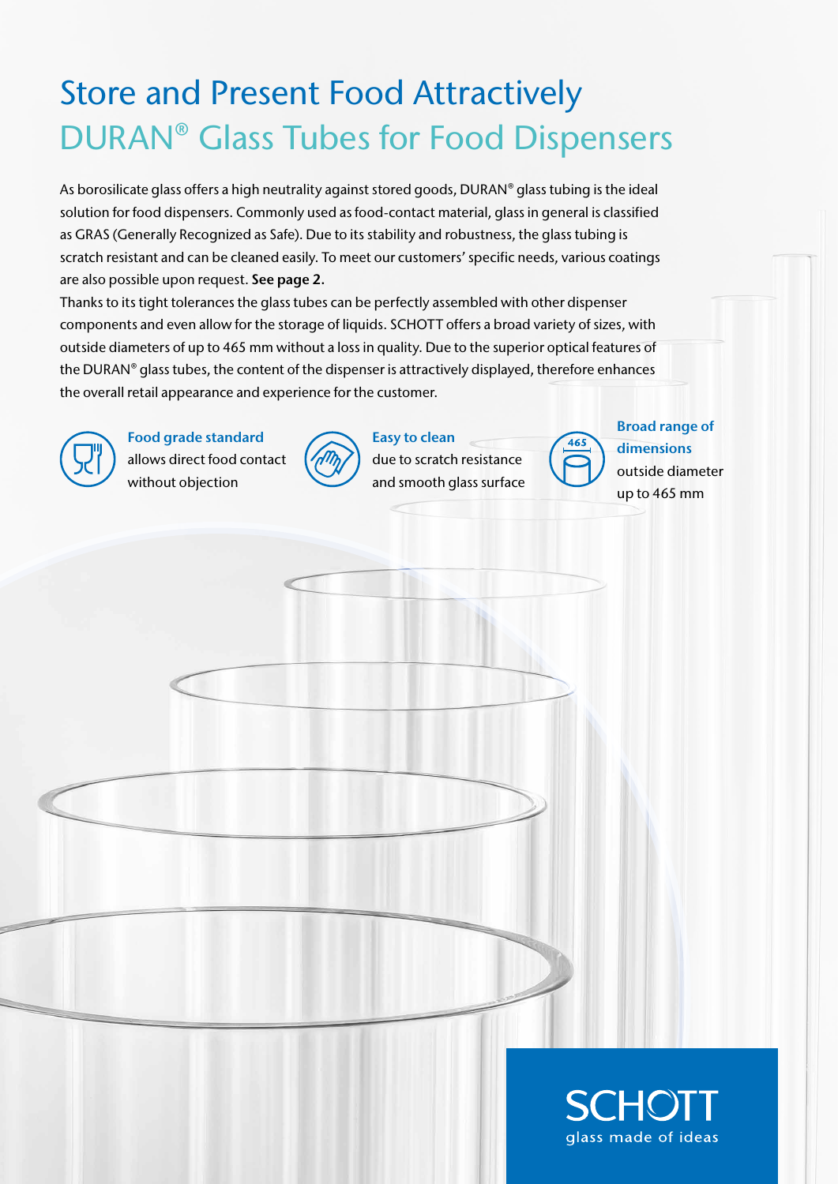# Store and Present Food Attractively

## DURAN® Glass Tubes for Food Dispensers

As borosilicate glass offers a high neutrality against stored goods, DURAN® glass tubing is the ideal solution for food dispensers. Commonly used as food-contact material, glass in general is classified as GRAS (Generally Recognized as Safe). Due to its stability and robustness, the glass tubing is scratch resistant and can be cleaned easily. To meet our customers' specific needs, various coatings are also possible upon request. **See page 2.**

Thanks to its tight tolerances the glass tubes can be perfectly assembled with other dispenser components and even allow for the storage of liquids. SCHOTT offers a broad variety of sizes, with outside diameters of up to 465 mm without a loss in quality. Due to the superior optical features of the DURAN® glass tubes, the content of the dispenser is attractively displayed, therefore enhances the overall retail appearance and experience for the customer.

**Food grade standard**
allows direct food contact without objection

**Easy to clean**
due to scratch resistance and smooth glass surface

**Broad range of dimensions**
outside diameter up to 465 mm

SCHOTT
glass made of ideas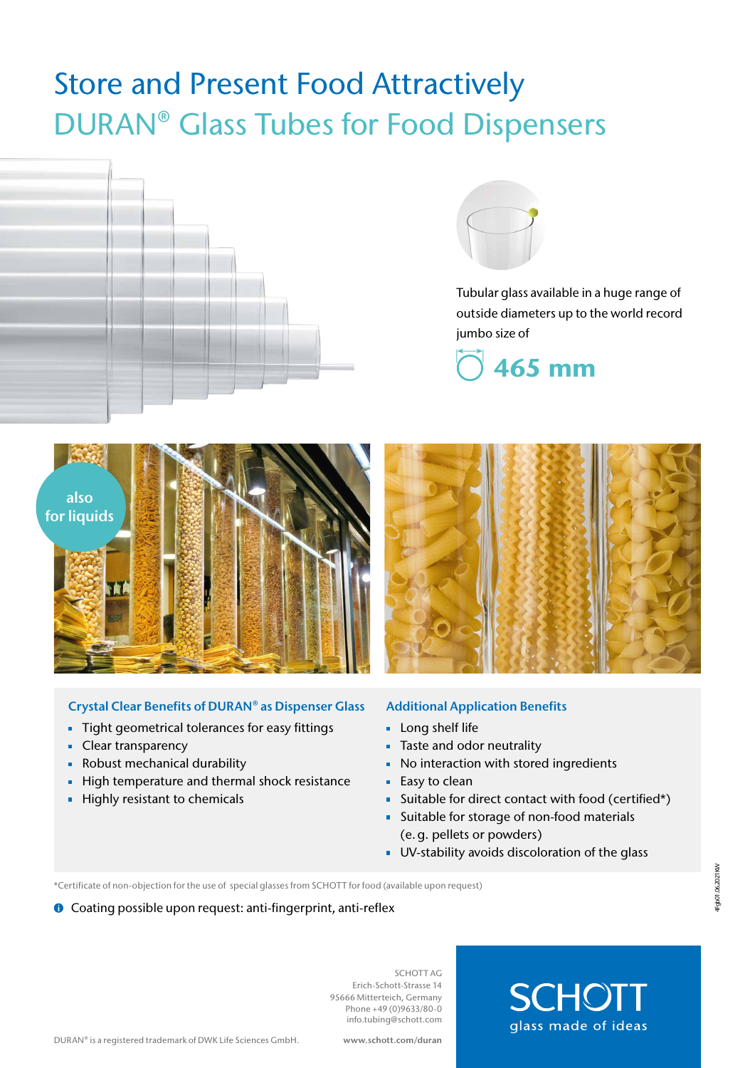# Store and Present Food Attractively

## DURAN® Glass Tubes for Food Dispensers

Tubular glass available in a huge range of outside diameters up to the world record jumbo size of

**465 mm**

also for liquids

### Crystal Clear Benefits of DURAN® as Dispenser Glass

- Tight geometrical tolerances for easy fittings
- Clear transparency
- Robust mechanical durability
- High temperature and thermal shock resistance
- Highly resistant to chemicals

### Additional Application Benefits

- Long shelf life
- Taste and odor neutrality
- No interaction with stored ingredients
- Easy to clean
- Suitable for direct contact with food (certified*)
- Suitable for storage of non-food materials (e.g. pellets or powders)
- UV-stability avoids discoloration of the glass

*Certificate of non-objection for the use of special glasses from SCHOTT for food (available upon request)

Coating possible upon request: anti-fingerprint, anti-reflex

SCHOTT AG
Erich-Schott-Strasse 14
95666 Mitterteich, Germany
Phone +49 (0)9633/80-0
info.tubing@schott.com

www.schott.com/duran

SCHOTT glass made of ideas

DURAN® is a registered trademark of DWK Life Sciences GmbH.